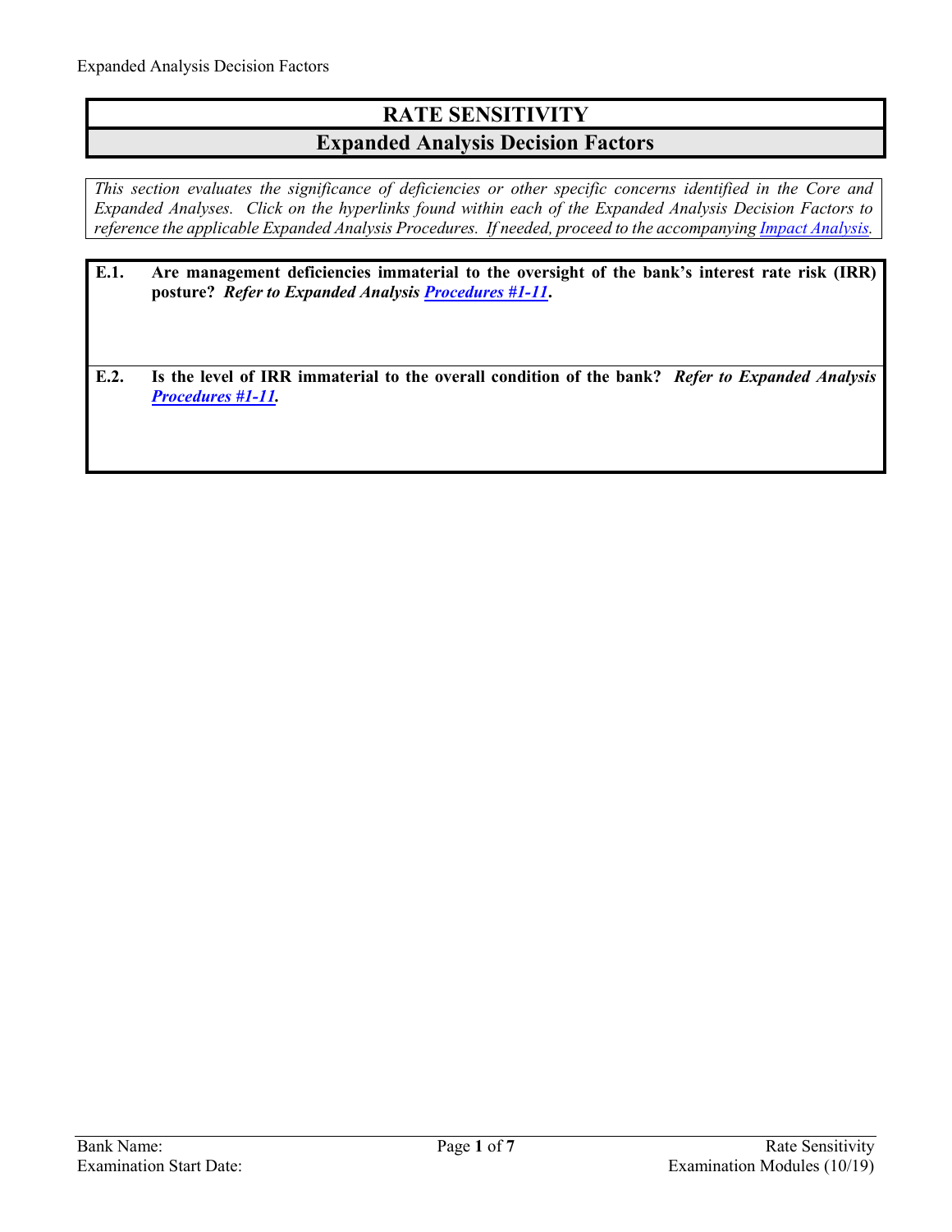# RATE SENSITIVITY

## Expanded Analysis Decision Factors

*This section evaluates the significance of deficiencies or other specific concerns identified in the Core and Expanded Analyses. Click on the hyperlinks found within each of the Expanded Analysis Decision Factors to reference the applicable Expanded Analysis Procedures. If needed, proceed to the accompanying Impact Analysis.*

**E.1. Are management deficiencies immaterial to the oversight of the bank's interest rate risk (IRR) posture? *Refer to Expanded Analysis Procedures #1-11.***

**E.2. Is the level of IRR immaterial to the overall condition of the bank? *Refer to Expanded Analysis Procedures #1-11.***

Bank Name:
Examination Start Date: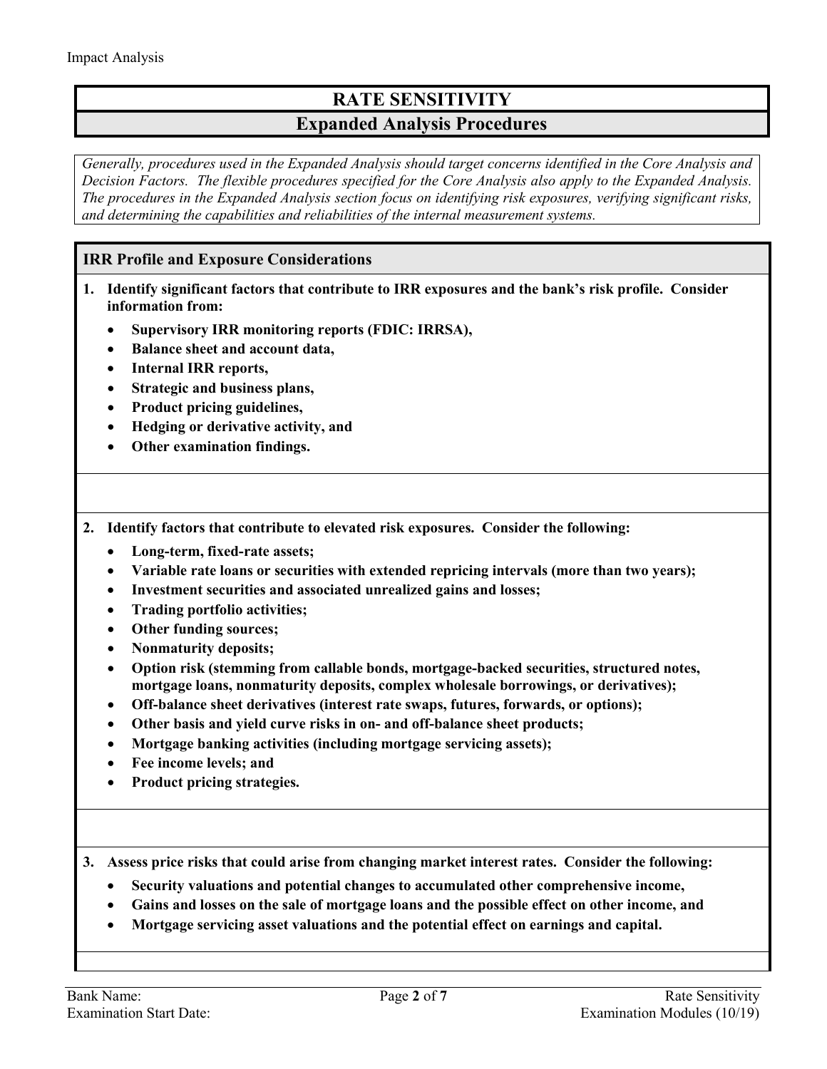# RATE SENSITIVITY

## Expanded Analysis Procedures

*Generally, procedures used in the Expanded Analysis should target concerns identified in the Core Analysis and Decision Factors. The flexible procedures specified for the Core Analysis also apply to the Expanded Analysis. The procedures in the Expanded Analysis section focus on identifying risk exposures, verifying significant risks, and determining the capabilities and reliabilities of the internal measurement systems.*

### IRR Profile and Exposure Considerations

**1. Identify significant factors that contribute to IRR exposures and the bank's risk profile. Consider information from:**

- **Supervisory IRR monitoring reports (FDIC: IRRSA),**
- **Balance sheet and account data,**
- **Internal IRR reports,**
- **Strategic and business plans,**
- **Product pricing guidelines,**
- **Hedging or derivative activity, and**
- **Other examination findings.**

**2. Identify factors that contribute to elevated risk exposures. Consider the following:**

- **Long-term, fixed-rate assets;**
- **Variable rate loans or securities with extended repricing intervals (more than two years);**
- **Investment securities and associated unrealized gains and losses;**
- **Trading portfolio activities;**
- **Other funding sources;**
- **Nonmaturity deposits;**
- **Option risk (stemming from callable bonds, mortgage-backed securities, structured notes, mortgage loans, nonmaturity deposits, complex wholesale borrowings, or derivatives);**
- **Off-balance sheet derivatives (interest rate swaps, futures, forwards, or options);**
- **Other basis and yield curve risks in on- and off-balance sheet products;**
- **Mortgage banking activities (including mortgage servicing assets);**
- **Fee income levels; and**
- **Product pricing strategies.**

**3. Assess price risks that could arise from changing market interest rates. Consider the following:**

- **Security valuations and potential changes to accumulated other comprehensive income,**
- **Gains and losses on the sale of mortgage loans and the possible effect on other income, and**
- **Mortgage servicing asset valuations and the potential effect on earnings and capital.**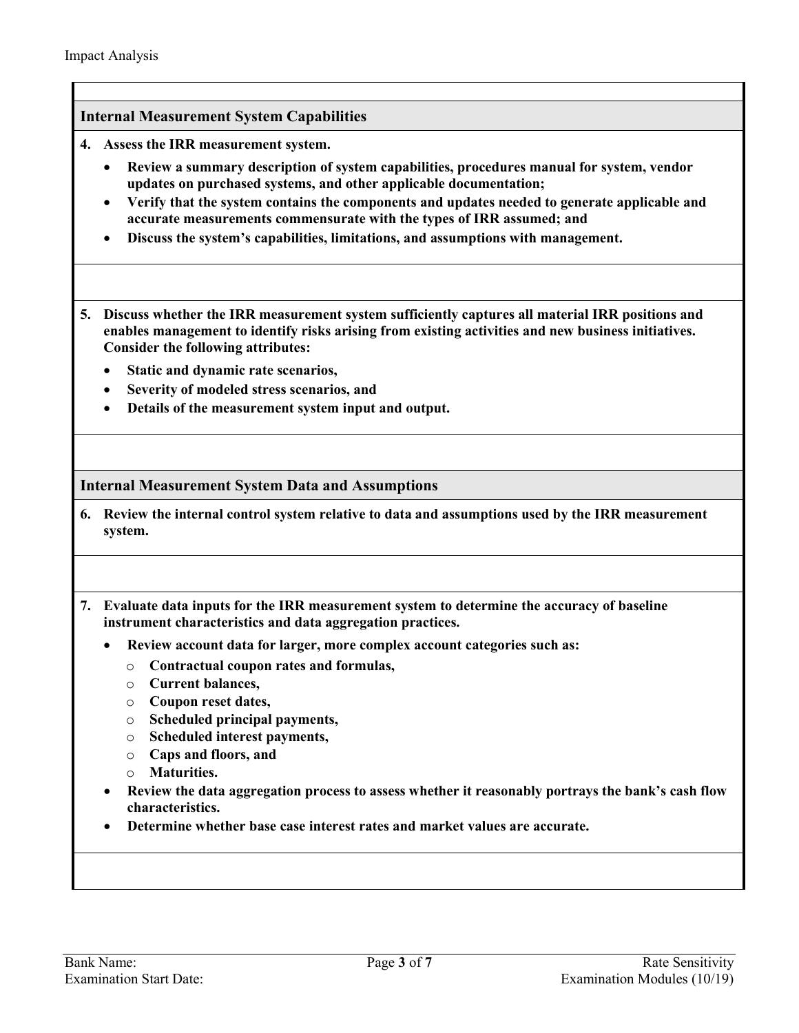### Internal Measurement System Capabilities

**4. Assess the IRR measurement system.**

- **Review a summary description of system capabilities, procedures manual for system, vendor updates on purchased systems, and other applicable documentation;**
- **Verify that the system contains the components and updates needed to generate applicable and accurate measurements commensurate with the types of IRR assumed; and**
- **Discuss the system's capabilities, limitations, and assumptions with management.**

**5. Discuss whether the IRR measurement system sufficiently captures all material IRR positions and enables management to identify risks arising from existing activities and new business initiatives. Consider the following attributes:**

- **Static and dynamic rate scenarios,**
- **Severity of modeled stress scenarios, and**
- **Details of the measurement system input and output.**

### Internal Measurement System Data and Assumptions

**6. Review the internal control system relative to data and assumptions used by the IRR measurement system.**

**7. Evaluate data inputs for the IRR measurement system to determine the accuracy of baseline instrument characteristics and data aggregation practices.**

- **Review account data for larger, more complex account categories such as:**
  - **Contractual coupon rates and formulas,**
  - **Current balances,**
  - **Coupon reset dates,**
  - **Scheduled principal payments,**
  - **Scheduled interest payments,**
  - **Caps and floors, and**
  - **Maturities.**
- **Review the data aggregation process to assess whether it reasonably portrays the bank's cash flow characteristics.**
- **Determine whether base case interest rates and market values are accurate.**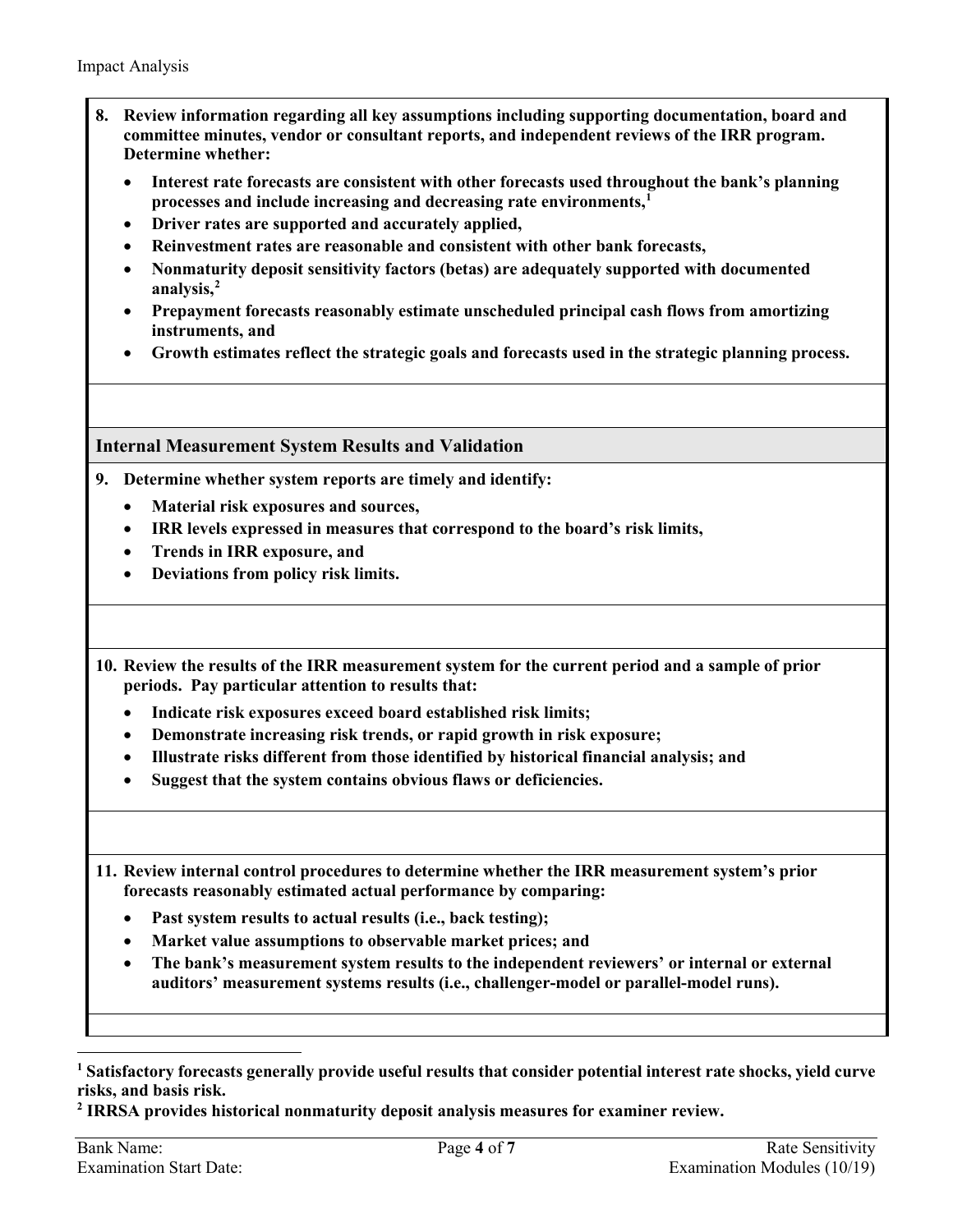**8. Review information regarding all key assumptions including supporting documentation, board and committee minutes, vendor or consultant reports, and independent reviews of the IRR program. Determine whether:**

- **Interest rate forecasts are consistent with other forecasts used throughout the bank's planning processes and include increasing and decreasing rate environments,[1]**
- **Driver rates are supported and accurately applied,**
- **Reinvestment rates are reasonable and consistent with other bank forecasts,**
- **Nonmaturity deposit sensitivity factors (betas) are adequately supported with documented analysis,[2]**
- **Prepayment forecasts reasonably estimate unscheduled principal cash flows from amortizing instruments, and**
- **Growth estimates reflect the strategic goals and forecasts used in the strategic planning process.**

## Internal Measurement System Results and Validation

**9. Determine whether system reports are timely and identify:**

- **Material risk exposures and sources,**
- **IRR levels expressed in measures that correspond to the board's risk limits,**
- **Trends in IRR exposure, and**
- **Deviations from policy risk limits.**

**10. Review the results of the IRR measurement system for the current period and a sample of prior periods. Pay particular attention to results that:**

- **Indicate risk exposures exceed board established risk limits;**
- **Demonstrate increasing risk trends, or rapid growth in risk exposure;**
- **Illustrate risks different from those identified by historical financial analysis; and**
- **Suggest that the system contains obvious flaws or deficiencies.**

**11. Review internal control procedures to determine whether the IRR measurement system's prior forecasts reasonably estimated actual performance by comparing:**

- **Past system results to actual results (i.e., back testing);**
- **Market value assumptions to observable market prices; and**
- **The bank's measurement system results to the independent reviewers' or internal or external auditors' measurement systems results (i.e., challenger-model or parallel-model runs).**

---

**[1] Satisfactory forecasts generally provide useful results that consider potential interest rate shocks, yield curve risks, and basis risk.**

**[2] IRRSA provides historical nonmaturity deposit analysis measures for examiner review.**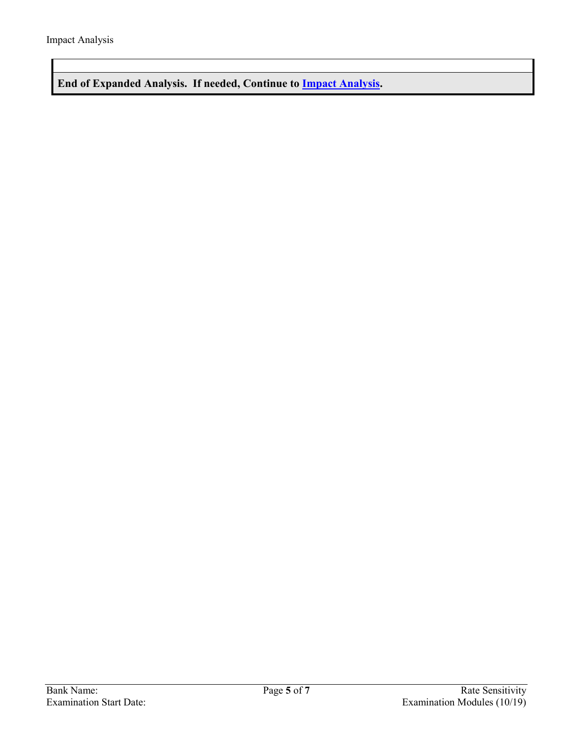| |
|---|
| **End of Expanded Analysis. If needed, Continue to Impact Analysis.** |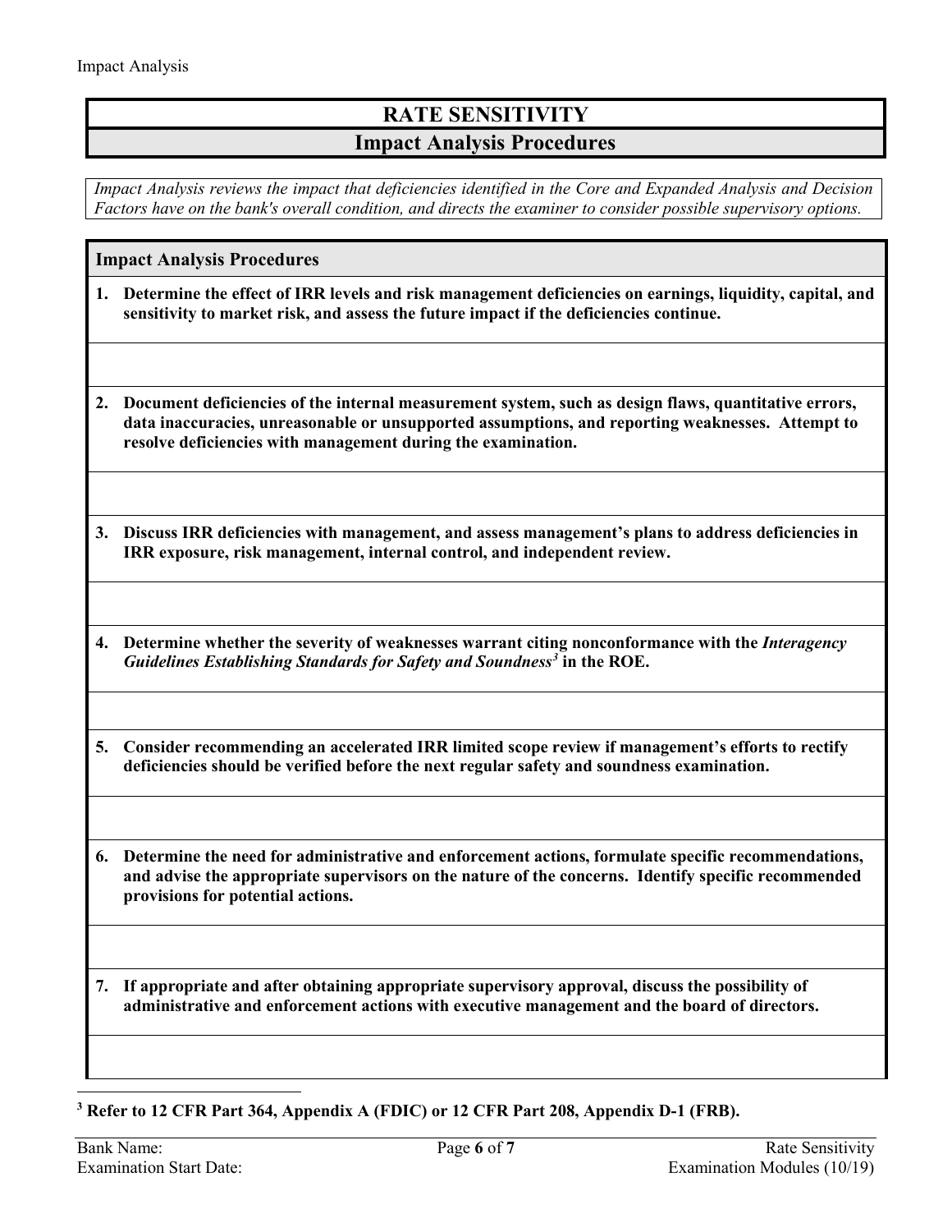# RATE SENSITIVITY

## Impact Analysis Procedures

*Impact Analysis reviews the impact that deficiencies identified in the Core and Expanded Analysis and Decision Factors have on the bank's overall condition, and directs the examiner to consider possible supervisory options.*

| Impact Analysis Procedures |
| --- |
| **1. Determine the effect of IRR levels and risk management deficiencies on earnings, liquidity, capital, and sensitivity to market risk, and assess the future impact if the deficiencies continue.** |
| |
| **2. Document deficiencies of the internal measurement system, such as design flaws, quantitative errors, data inaccuracies, unreasonable or unsupported assumptions, and reporting weaknesses. Attempt to resolve deficiencies with management during the examination.** |
| |
| **3. Discuss IRR deficiencies with management, and assess management's plans to address deficiencies in IRR exposure, risk management, internal control, and independent review.** |
| |
| **4. Determine whether the severity of weaknesses warrant citing nonconformance with the *Interagency Guidelines Establishing Standards for Safety and Soundness*[3] in the ROE.** |
| |
| **5. Consider recommending an accelerated IRR limited scope review if management's efforts to rectify deficiencies should be verified before the next regular safety and soundness examination.** |
| |
| **6. Determine the need for administrative and enforcement actions, formulate specific recommendations, and advise the appropriate supervisors on the nature of the concerns. Identify specific recommended provisions for potential actions.** |
| |
| **7. If appropriate and after obtaining appropriate supervisory approval, discuss the possibility of administrative and enforcement actions with executive management and the board of directors.** |
| |

[3] **Refer to 12 CFR Part 364, Appendix A (FDIC) or 12 CFR Part 208, Appendix D-1 (FRB).**

Bank Name:

Examination Start Date: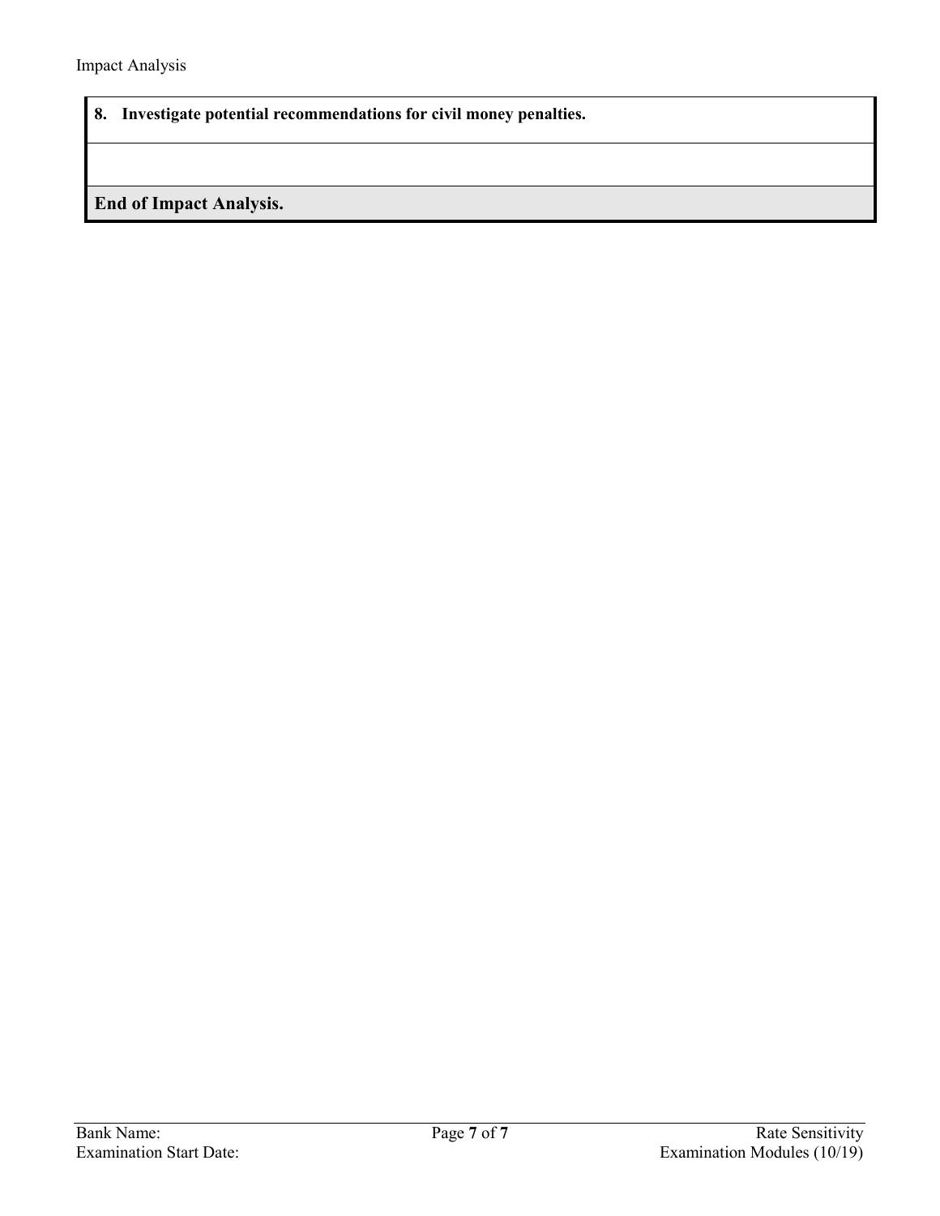**8. Investigate potential recommendations for civil money penalties.**

**End of Impact Analysis.**